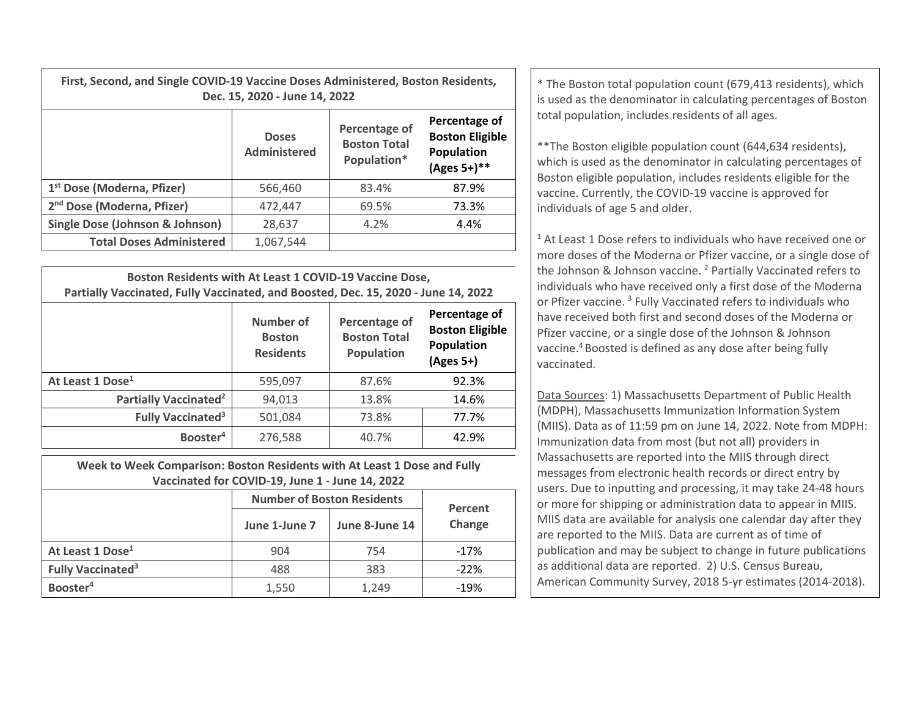| First, Second, and Single COVID-19 Vaccine Doses Administered, Boston Residents, Dec. 15, 2020 - June 14, 2022 | | | |
|---|---|---|---|
| | Doses Administered | Percentage of Boston Total Population* | Percentage of Boston Eligible Population (Ages 5+)** |
| **1st Dose (Moderna, Pfizer)** | 566,460 | 83.4% | 87.9% |
| **2nd Dose (Moderna, Pfizer)** | 472,447 | 69.5% | 73.3% |
| **Single Dose (Johnson & Johnson)** | 28,637 | 4.2% | 4.4% |
| **Total Doses Administered** | 1,067,544 | | |

| Boston Residents with At Least 1 COVID-19 Vaccine Dose, Partially Vaccinated, Fully Vaccinated, and Boosted, Dec. 15, 2020 - June 14, 2022 | | | |
|---|---|---|---|
| | Number of Boston Residents | Percentage of Boston Total Population | Percentage of Boston Eligible Population (Ages 5+) |
| **At Least 1 Dose[1]** | 595,097 | 87.6% | 92.3% |
| **Partially Vaccinated[2]** | 94,013 | 13.8% | 14.6% |
| **Fully Vaccinated[3]** | 501,084 | 73.8% | 77.7% |
| **Booster[4]** | 276,588 | 40.7% | 42.9% |

| Week to Week Comparison: Boston Residents with At Least 1 Dose and Fully Vaccinated for COVID-19, June 1 - June 14, 2022 | | | |
|---|---|---|---|
| | Number of Boston Residents | | Percent Change |
| | June 1-June 7 | June 8-June 14 | |
| **At Least 1 Dose[1]** | 904 | 754 | -17% |
| **Fully Vaccinated[3]** | 488 | 383 | -22% |
| **Booster[4]** | 1,550 | 1,249 | -19% |

* The Boston total population count (679,413 residents), which is used as the denominator in calculating percentages of Boston total population, includes residents of all ages.

**The Boston eligible population count (644,634 residents), which is used as the denominator in calculating percentages of Boston eligible population, includes residents eligible for the vaccine. Currently, the COVID-19 vaccine is approved for individuals of age 5 and older.

[1] At Least 1 Dose refers to individuals who have received one or more doses of the Moderna or Pfizer vaccine, or a single dose of the Johnson & Johnson vaccine. [2] Partially Vaccinated refers to individuals who have received only a first dose of the Moderna or Pfizer vaccine. [3] Fully Vaccinated refers to individuals who have received both first and second doses of the Moderna or Pfizer vaccine, or a single dose of the Johnson & Johnson vaccine.[4] Boosted is defined as any dose after being fully vaccinated.

Data Sources: 1) Massachusetts Department of Public Health (MDPH), Massachusetts Immunization Information System (MIIS). Data as of 11:59 pm on June 14, 2022. Note from MDPH: Immunization data from most (but not all) providers in Massachusetts are reported into the MIIS through direct messages from electronic health records or direct entry by users. Due to inputting and processing, it may take 24-48 hours or more for shipping or administration data to appear in MIIS. MIIS data are available for analysis one calendar day after they are reported to the MIIS. Data are current as of time of publication and may be subject to change in future publications as additional data are reported. 2) U.S. Census Bureau, American Community Survey, 2018 5-yr estimates (2014-2018).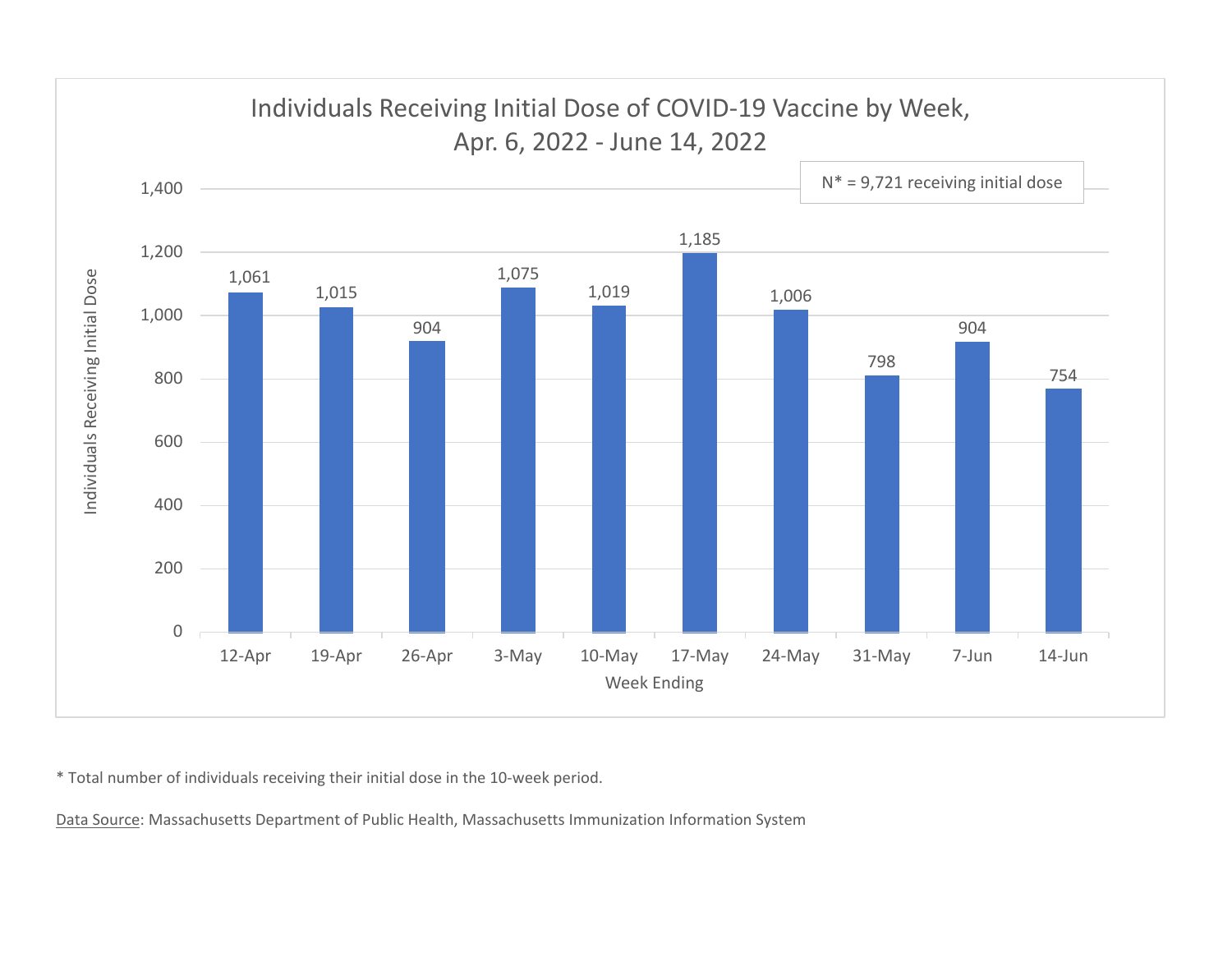## Individuals Receiving Initial Dose of COVID-19 Vaccine by Week, Apr. 6, 2022 - June 14, 2022

N* = 9,721 receiving initial dose

| Week Ending | Individuals Receiving Initial Dose |
|---|---|
| 12-Apr | 1,061 |
| 19-Apr | 1,015 |
| 26-Apr | 904 |
| 3-May | 1,075 |
| 10-May | 1,019 |
| 17-May | 1,185 |
| 24-May | 1,006 |
| 31-May | 798 |
| 7-Jun | 904 |
| 14-Jun | 754 |

* Total number of individuals receiving their initial dose in the 10-week period.

Data Source: Massachusetts Department of Public Health, Massachusetts Immunization Information System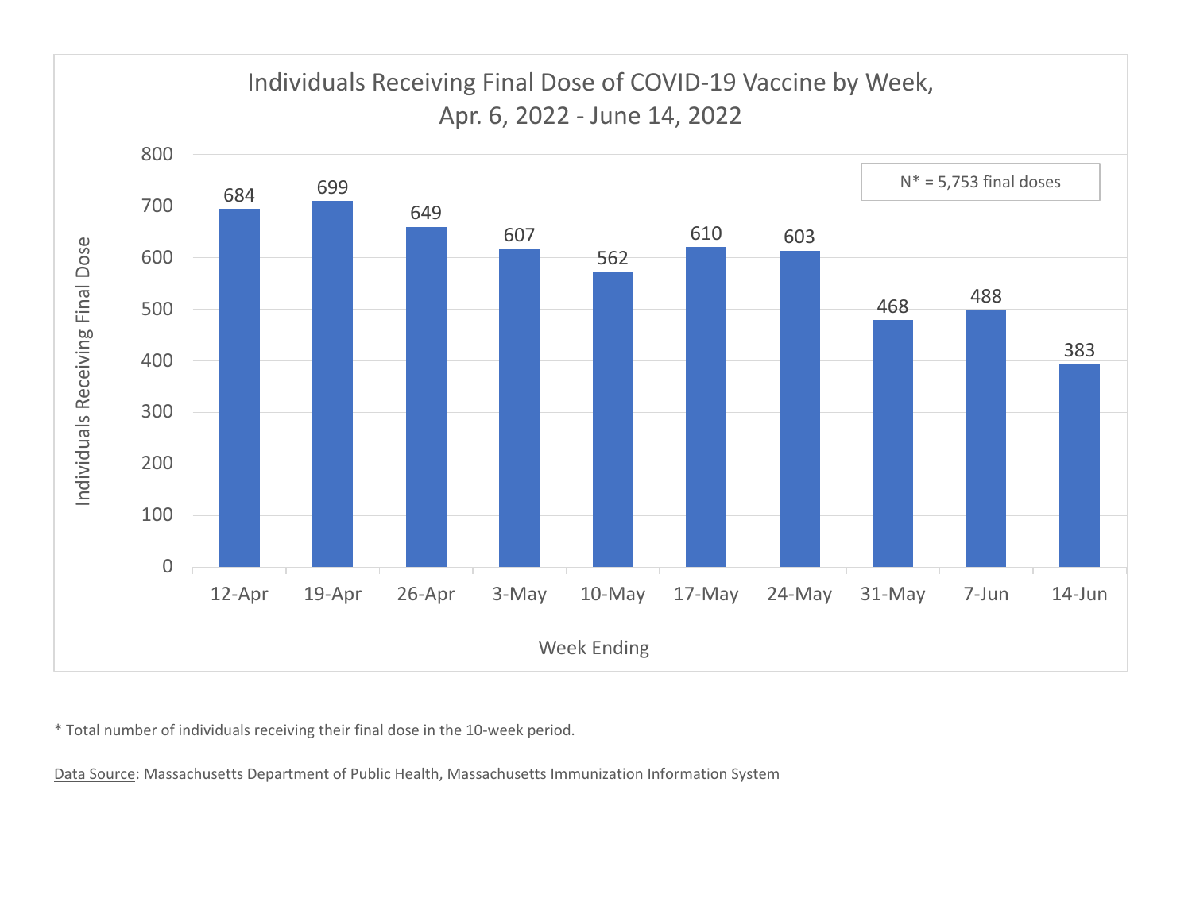## Individuals Receiving Final Dose of COVID-19 Vaccine by Week, Apr. 6, 2022 - June 14, 2022

N* = 5,753 final doses

| Week Ending | Individuals Receiving Final Dose |
| --- | --- |
| 12-Apr | 684 |
| 19-Apr | 699 |
| 26-Apr | 649 |
| 3-May | 607 |
| 10-May | 562 |
| 17-May | 610 |
| 24-May | 603 |
| 31-May | 468 |
| 7-Jun | 488 |
| 14-Jun | 383 |

* Total number of individuals receiving their final dose in the 10-week period.

Data Source: Massachusetts Department of Public Health, Massachusetts Immunization Information System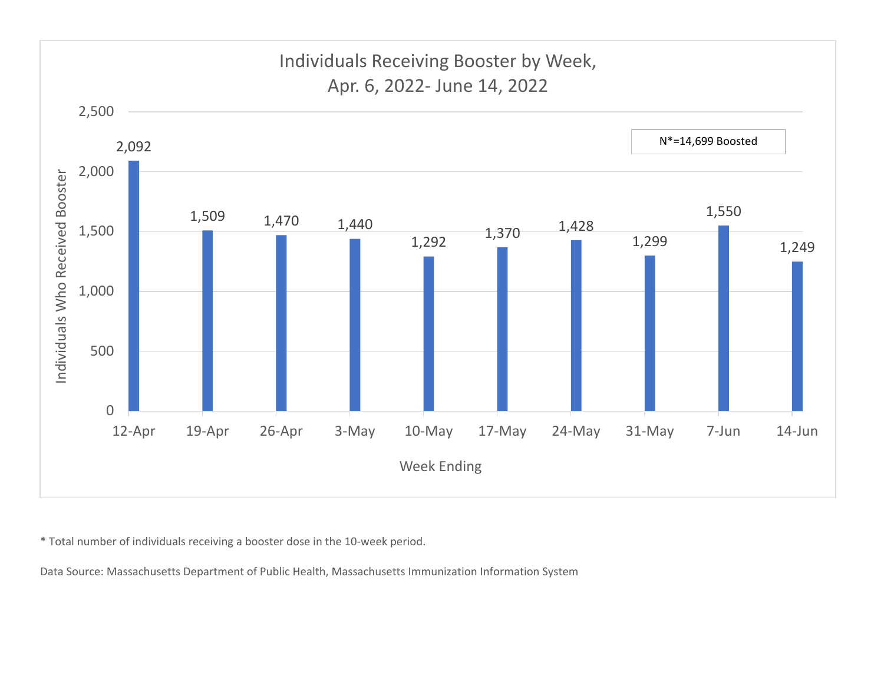## Individuals Receiving Booster by Week, Apr. 6, 2022- June 14, 2022

N*=14,699 Boosted

| Week Ending | Individuals Who Received Booster |
|---|---|
| 12-Apr | 2,092 |
| 19-Apr | 1,509 |
| 26-Apr | 1,470 |
| 3-May | 1,440 |
| 10-May | 1,292 |
| 17-May | 1,370 |
| 24-May | 1,428 |
| 31-May | 1,299 |
| 7-Jun | 1,550 |
| 14-Jun | 1,249 |

* Total number of individuals receiving a booster dose in the 10-week period.

Data Source: Massachusetts Department of Public Health, Massachusetts Immunization Information System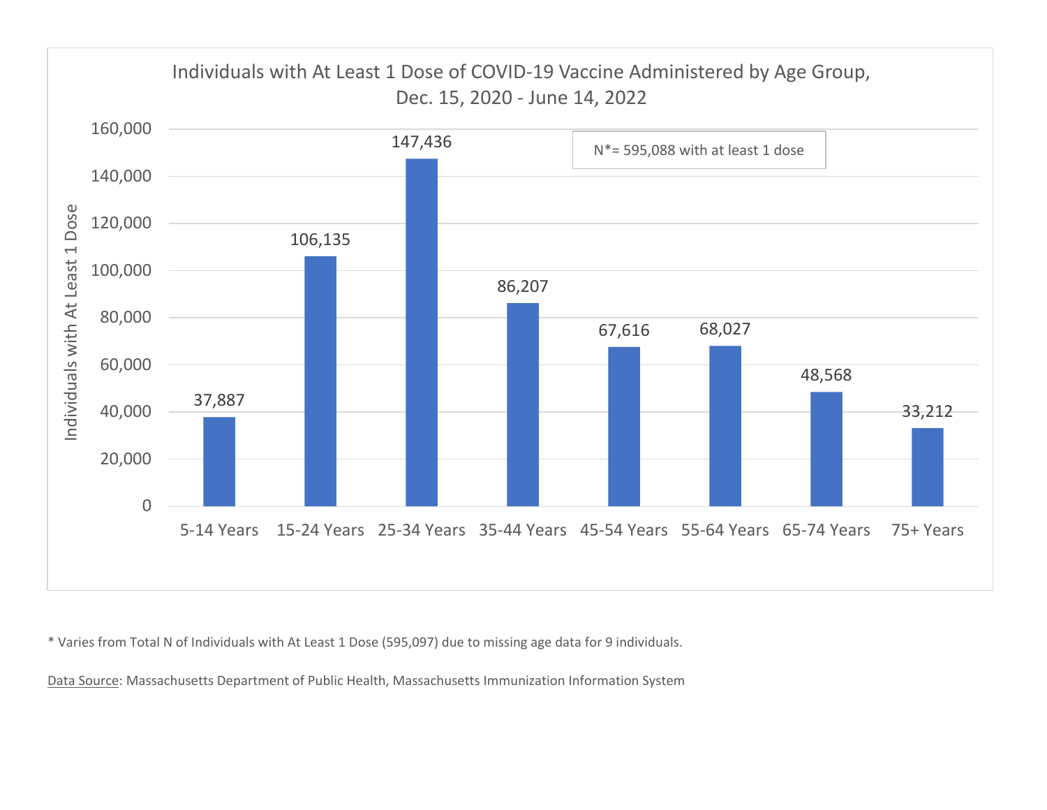**Individuals with At Least 1 Dose of COVID-19 Vaccine Administered by Age Group, Dec. 15, 2020 - June 14, 2022**

N*= 595,088 with at least 1 dose

| Age Group | Individuals with At Least 1 Dose |
| --- | --- |
| 5-14 Years | 37,887 |
| 15-24 Years | 106,135 |
| 25-34 Years | 147,436 |
| 35-44 Years | 86,207 |
| 45-54 Years | 67,616 |
| 55-64 Years | 68,027 |
| 65-74 Years | 48,568 |
| 75+ Years | 33,212 |

* Varies from Total N of Individuals with At Least 1 Dose (595,097) due to missing age data for 9 individuals.

Data Source: Massachusetts Department of Public Health, Massachusetts Immunization Information System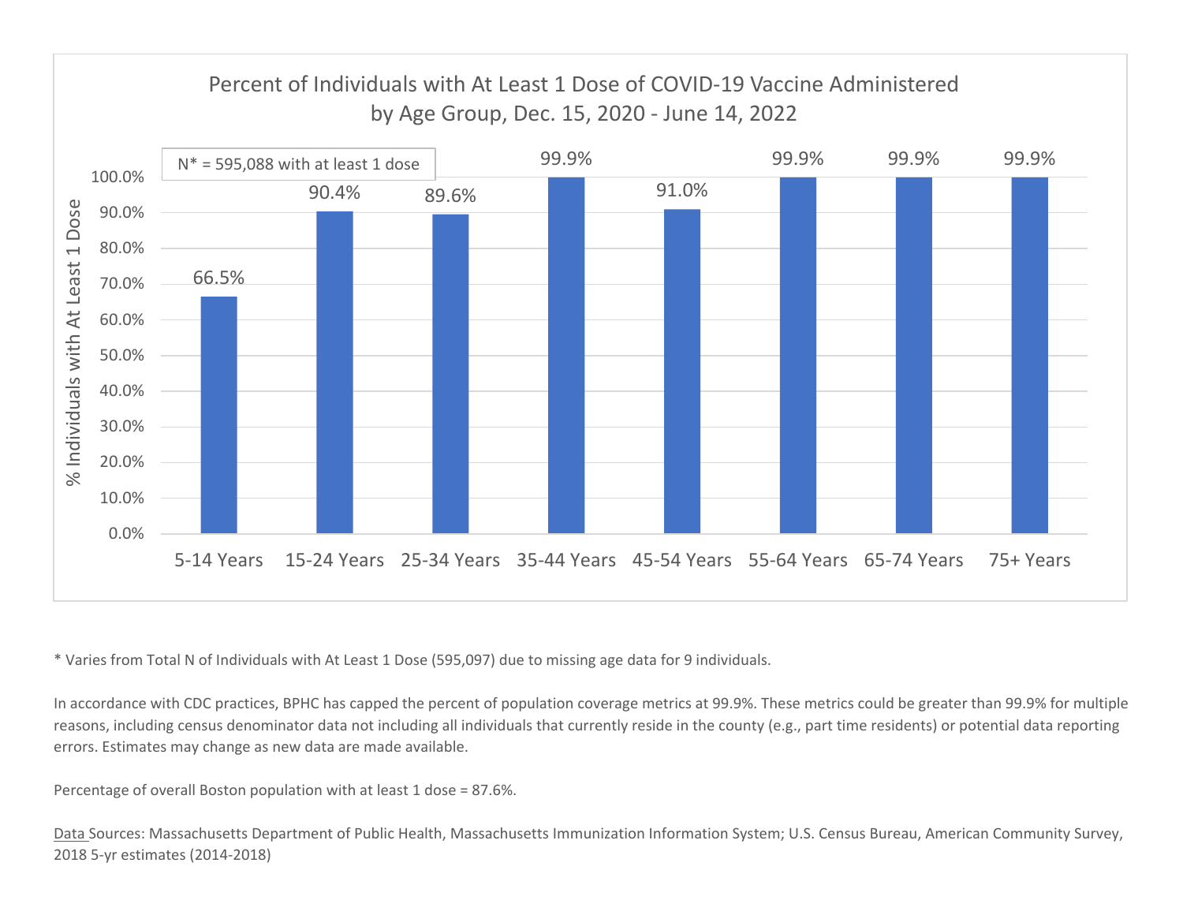## Percent of Individuals with At Least 1 Dose of COVID-19 Vaccine Administered by Age Group, Dec. 15, 2020 - June 14, 2022

N* = 595,088 with at least 1 dose

| Age Group | % Individuals with At Least 1 Dose |
|---|---|
| 5-14 Years | 66.5% |
| 15-24 Years | 90.4% |
| 25-34 Years | 89.6% |
| 35-44 Years | 99.9% |
| 45-54 Years | 91.0% |
| 55-64 Years | 99.9% |
| 65-74 Years | 99.9% |
| 75+ Years | 99.9% |

* Varies from Total N of Individuals with At Least 1 Dose (595,097) due to missing age data for 9 individuals.

In accordance with CDC practices, BPHC has capped the percent of population coverage metrics at 99.9%. These metrics could be greater than 99.9% for multiple reasons, including census denominator data not including all individuals that currently reside in the county (e.g., part time residents) or potential data reporting errors. Estimates may change as new data are made available.

Percentage of overall Boston population with at least 1 dose = 87.6%.

Data Sources: Massachusetts Department of Public Health, Massachusetts Immunization Information System; U.S. Census Bureau, American Community Survey, 2018 5-yr estimates (2014-2018)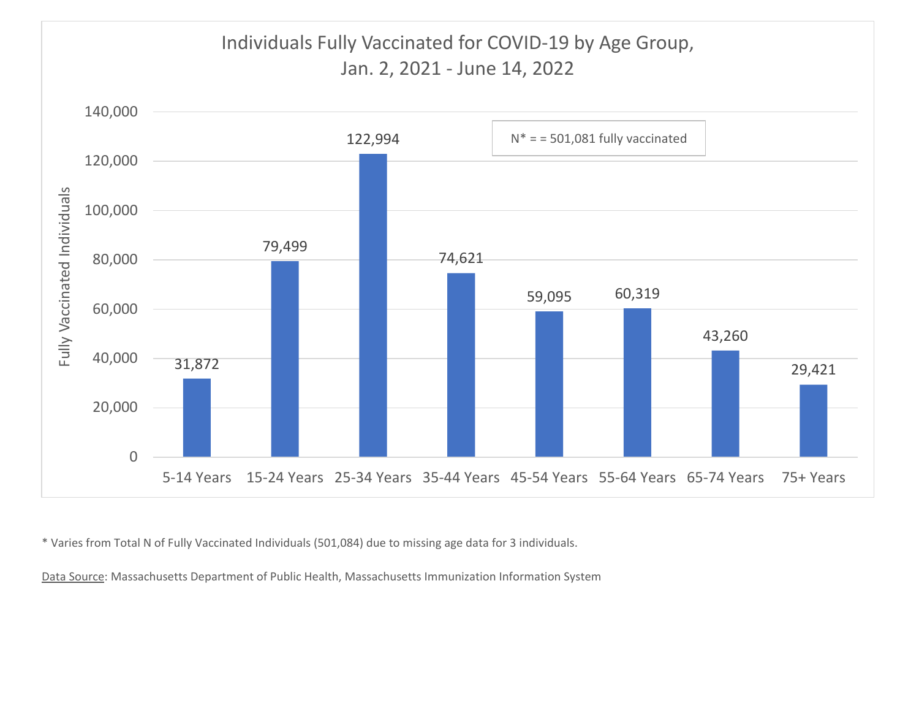## Individuals Fully Vaccinated for COVID-19 by Age Group, Jan. 2, 2021 - June 14, 2022

N* = = 501,081 fully vaccinated

| Age Group | Fully Vaccinated Individuals |
| --- | --- |
| 5-14 Years | 31,872 |
| 15-24 Years | 79,499 |
| 25-34 Years | 122,994 |
| 35-44 Years | 74,621 |
| 45-54 Years | 59,095 |
| 55-64 Years | 60,319 |
| 65-74 Years | 43,260 |
| 75+ Years | 29,421 |

* Varies from Total N of Fully Vaccinated Individuals (501,084) due to missing age data for 3 individuals.

Data Source: Massachusetts Department of Public Health, Massachusetts Immunization Information System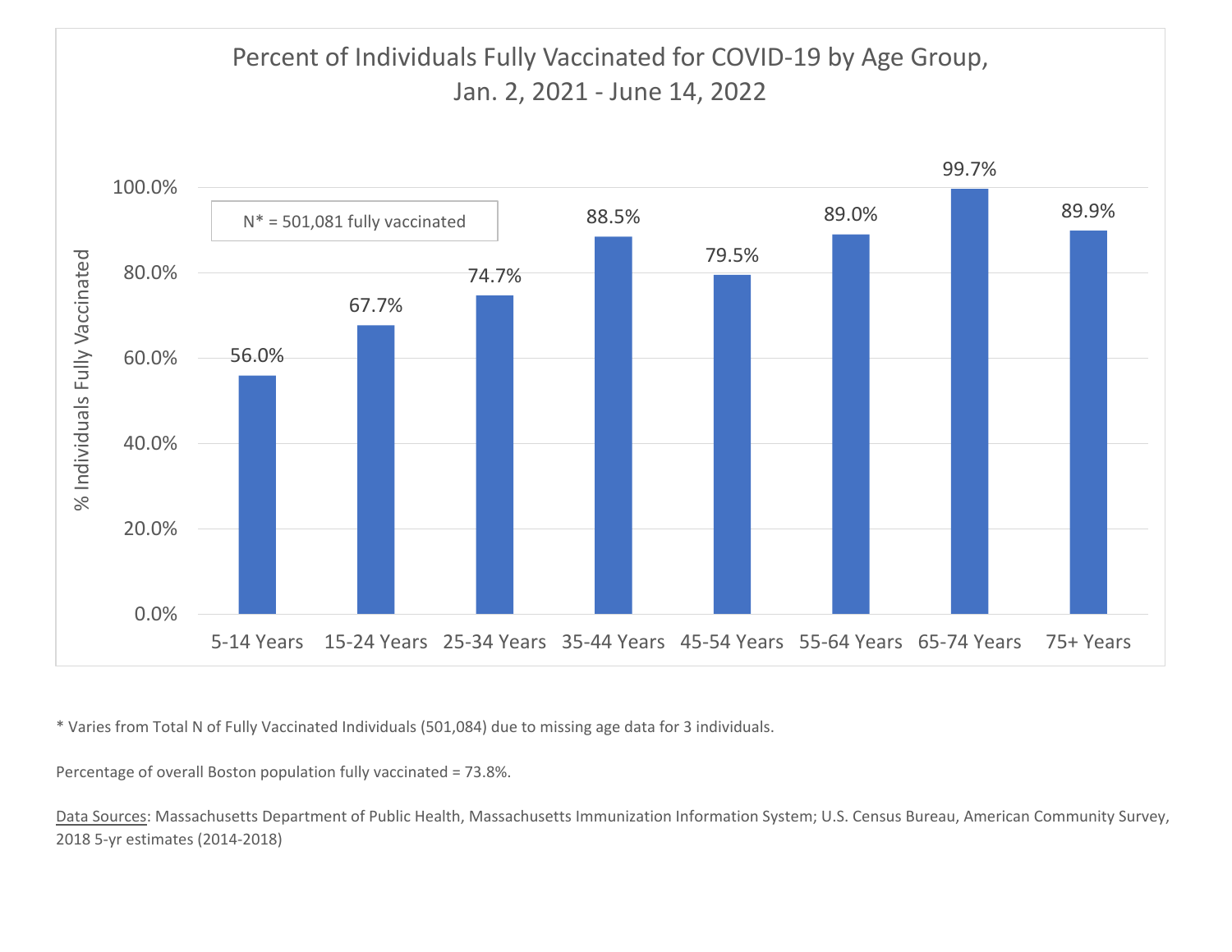## Percent of Individuals Fully Vaccinated for COVID-19 by Age Group, Jan. 2, 2021 - June 14, 2022

N* = 501,081 fully vaccinated

| Age Group | % Individuals Fully Vaccinated |
| --- | --- |
| 5-14 Years | 56.0% |
| 15-24 Years | 67.7% |
| 25-34 Years | 74.7% |
| 35-44 Years | 88.5% |
| 45-54 Years | 79.5% |
| 55-64 Years | 89.0% |
| 65-74 Years | 99.7% |
| 75+ Years | 89.9% |

* Varies from Total N of Fully Vaccinated Individuals (501,084) due to missing age data for 3 individuals.

Percentage of overall Boston population fully vaccinated = 73.8%.

Data Sources: Massachusetts Department of Public Health, Massachusetts Immunization Information System; U.S. Census Bureau, American Community Survey, 2018 5-yr estimates (2014-2018)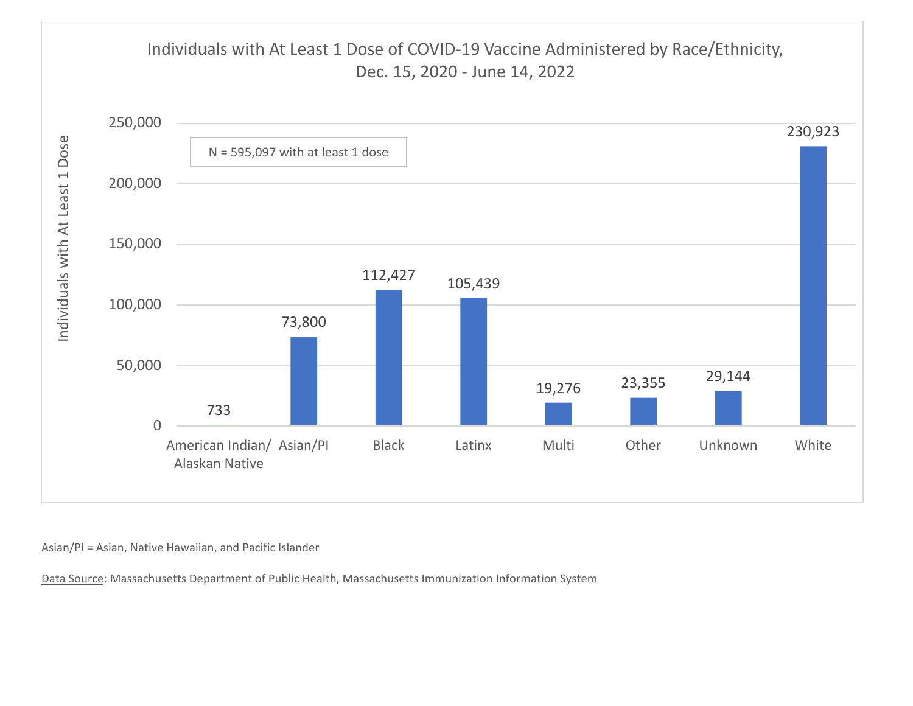**Individuals with At Least 1 Dose of COVID-19 Vaccine Administered by Race/Ethnicity, Dec. 15, 2020 - June 14, 2022**

N = 595,097 with at least 1 dose

| Race/Ethnicity | Individuals with At Least 1 Dose |
| --- | --- |
| American Indian/ Alaskan Native | 733 |
| Asian/PI | 73,800 |
| Black | 112,427 |
| Latinx | 105,439 |
| Multi | 19,276 |
| Other | 23,355 |
| Unknown | 29,144 |
| White | 230,923 |

Asian/PI = Asian, Native Hawaiian, and Pacific Islander

Data Source: Massachusetts Department of Public Health, Massachusetts Immunization Information System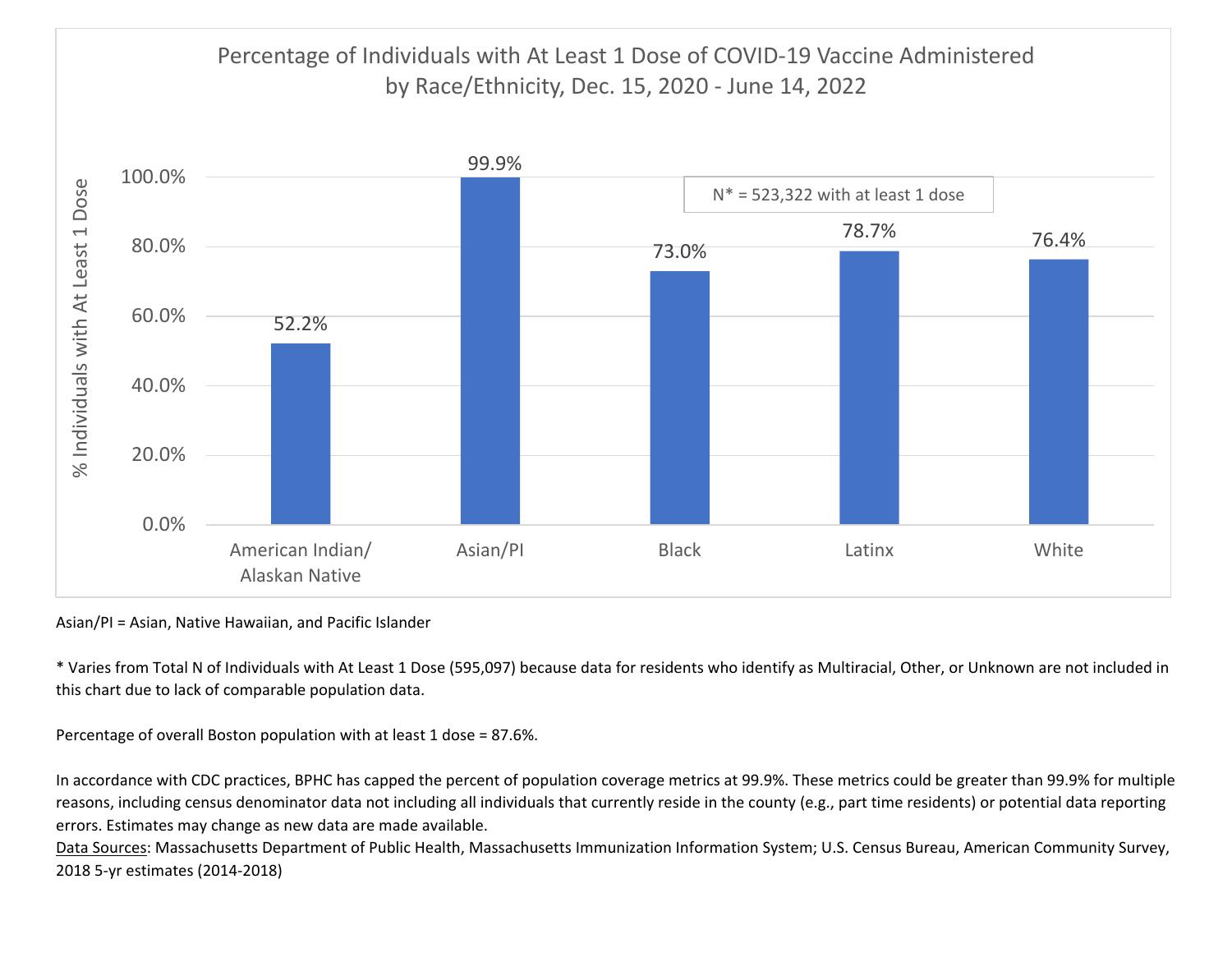**Percentage of Individuals with At Least 1 Dose of COVID-19 Vaccine Administered by Race/Ethnicity, Dec. 15, 2020 - June 14, 2022**

N* = 523,322 with at least 1 dose

| Race/Ethnicity | % Individuals with At Least 1 Dose |
|---|---|
| American Indian/ Alaskan Native | 52.2% |
| Asian/PI | 99.9% |
| Black | 73.0% |
| Latinx | 78.7% |
| White | 76.4% |

Asian/PI = Asian, Native Hawaiian, and Pacific Islander

* Varies from Total N of Individuals with At Least 1 Dose (595,097) because data for residents who identify as Multiracial, Other, or Unknown are not included in this chart due to lack of comparable population data.

Percentage of overall Boston population with at least 1 dose = 87.6%.

In accordance with CDC practices, BPHC has capped the percent of population coverage metrics at 99.9%. These metrics could be greater than 99.9% for multiple reasons, including census denominator data not including all individuals that currently reside in the county (e.g., part time residents) or potential data reporting errors. Estimates may change as new data are made available.

Data Sources: Massachusetts Department of Public Health, Massachusetts Immunization Information System; U.S. Census Bureau, American Community Survey, 2018 5-yr estimates (2014-2018)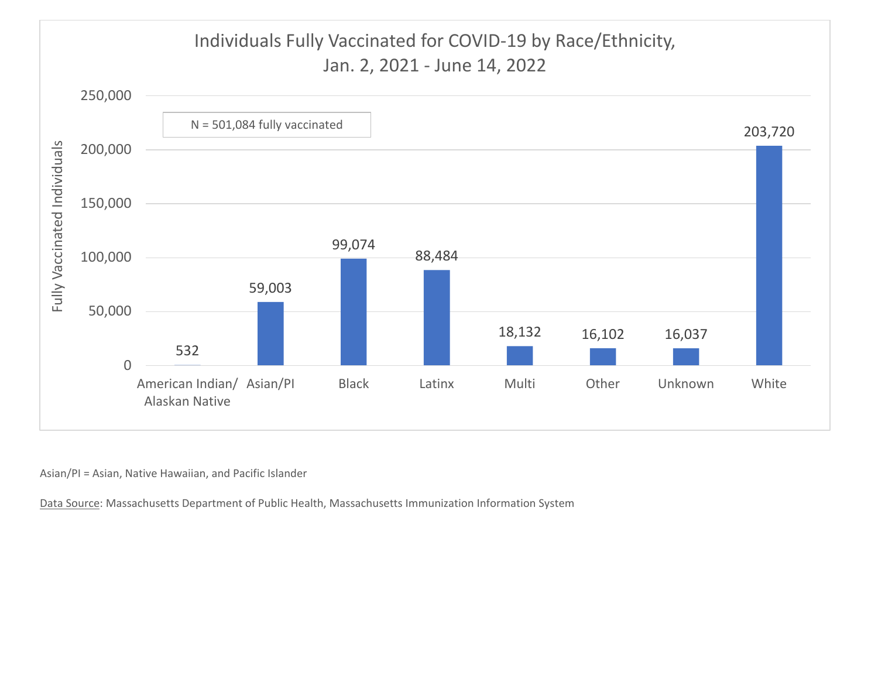## Individuals Fully Vaccinated for COVID-19 by Race/Ethnicity, Jan. 2, 2021 - June 14, 2022

N = 501,084 fully vaccinated

| Race/Ethnicity | Fully Vaccinated Individuals |
| --- | --- |
| American Indian/ Alaskan Native | 532 |
| Asian/PI | 59,003 |
| Black | 99,074 |
| Latinx | 88,484 |
| Multi | 18,132 |
| Other | 16,102 |
| Unknown | 16,037 |
| White | 203,720 |

Asian/PI = Asian, Native Hawaiian, and Pacific Islander

Data Source: Massachusetts Department of Public Health, Massachusetts Immunization Information System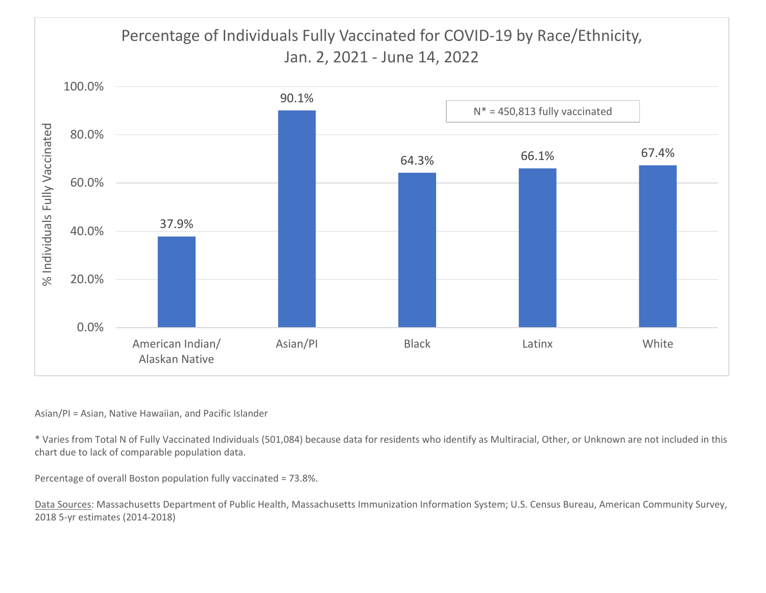## Percentage of Individuals Fully Vaccinated for COVID-19 by Race/Ethnicity, Jan. 2, 2021 - June 14, 2022

| Race/Ethnicity | % Individuals Fully Vaccinated |
| --- | --- |
| American Indian/ Alaskan Native | 37.9% |
| Asian/PI | 90.1% |
| Black | 64.3% |
| Latinx | 66.1% |
| White | 67.4% |

N* = 450,813 fully vaccinated

Asian/PI = Asian, Native Hawaiian, and Pacific Islander

* Varies from Total N of Fully Vaccinated Individuals (501,084) because data for residents who identify as Multiracial, Other, or Unknown are not included in this chart due to lack of comparable population data.

Percentage of overall Boston population fully vaccinated = 73.8%.

Data Sources: Massachusetts Department of Public Health, Massachusetts Immunization Information System; U.S. Census Bureau, American Community Survey, 2018 5-yr estimates (2014-2018)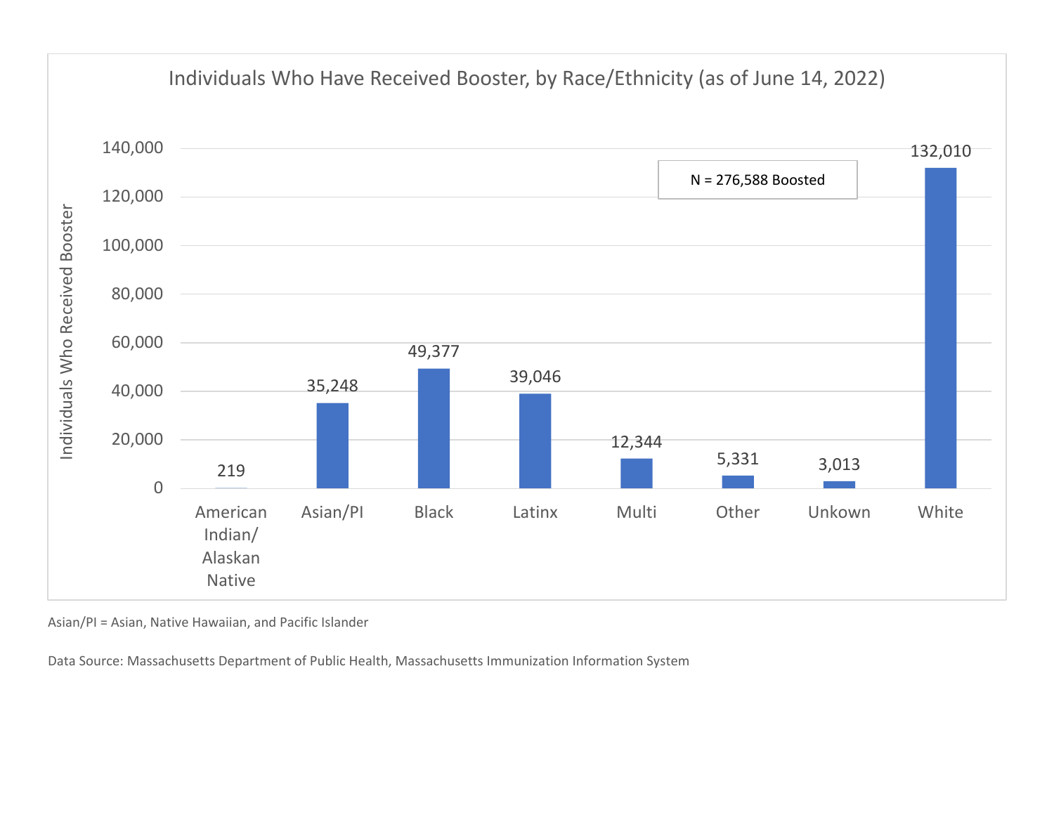**Individuals Who Have Received Booster, by Race/Ethnicity (as of June 14, 2022)**

N = 276,588 Boosted

| Race/Ethnicity | Individuals Who Received Booster |
| --- | --- |
| American Indian/ Alaskan Native | 219 |
| Asian/PI | 35,248 |
| Black | 49,377 |
| Latinx | 39,046 |
| Multi | 12,344 |
| Other | 5,331 |
| Unkown | 3,013 |
| White | 132,010 |

Asian/PI = Asian, Native Hawaiian, and Pacific Islander

Data Source: Massachusetts Department of Public Health, Massachusetts Immunization Information System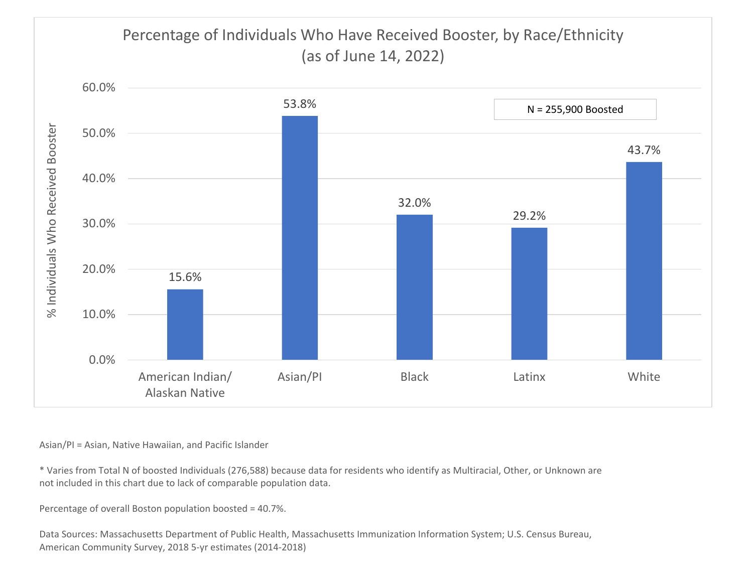## Percentage of Individuals Who Have Received Booster, by Race/Ethnicity (as of June 14, 2022)

N = 255,900 Boosted

| Race/Ethnicity | % Individuals Who Received Booster |
|---|---|
| American Indian/ Alaskan Native | 15.6% |
| Asian/PI | 53.8% |
| Black | 32.0% |
| Latinx | 29.2% |
| White | 43.7% |

Asian/PI = Asian, Native Hawaiian, and Pacific Islander

* Varies from Total N of boosted Individuals (276,588) because data for residents who identify as Multiracial, Other, or Unknown are not included in this chart due to lack of comparable population data.

Percentage of overall Boston population boosted = 40.7%.

Data Sources: Massachusetts Department of Public Health, Massachusetts Immunization Information System; U.S. Census Bureau, American Community Survey, 2018 5-yr estimates (2014-2018)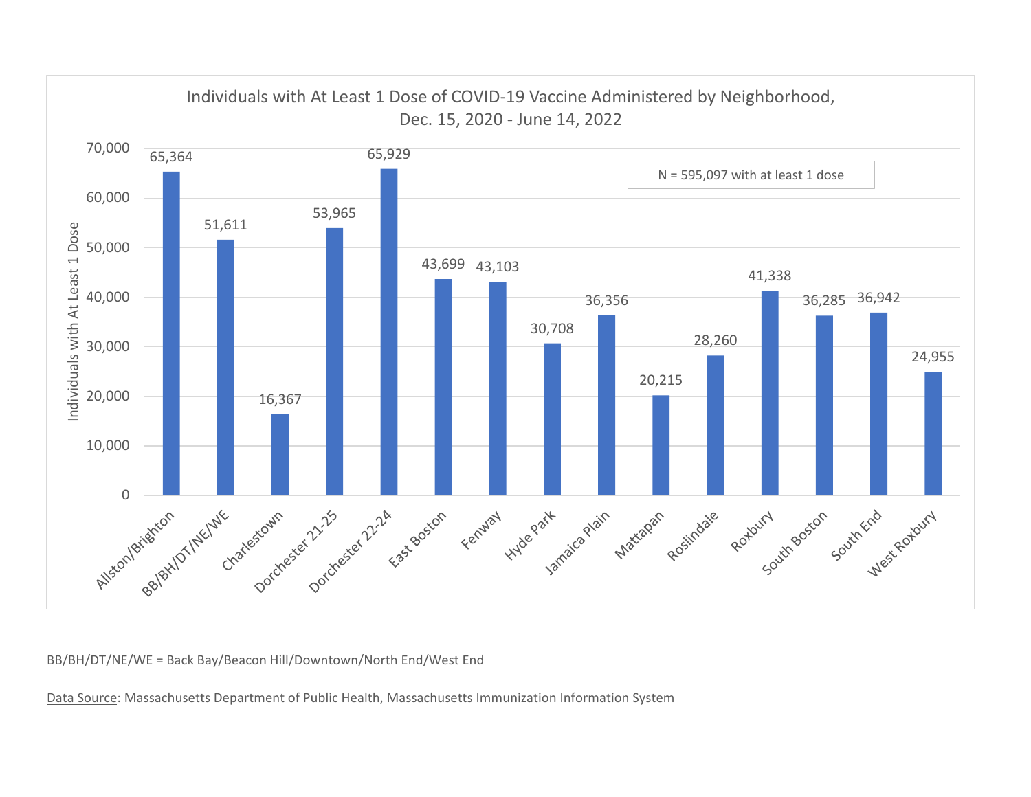## Individuals with At Least 1 Dose of COVID-19 Vaccine Administered by Neighborhood, Dec. 15, 2020 - June 14, 2022

N = 595,097 with at least 1 dose

| Neighborhood | Individuals with At Least 1 Dose |
|---|---|
| Allston/Brighton | 65,364 |
| BB/BH/DT/NE/WE | 51,611 |
| Charlestown | 16,367 |
| Dorchester 21-25 | 53,965 |
| Dorchester 22-24 | 65,929 |
| East Boston | 43,699 |
| Fenway | 43,103 |
| Hyde Park | 30,708 |
| Jamaica Plain | 36,356 |
| Mattapan | 20,215 |
| Roslindale | 28,260 |
| Roxbury | 41,338 |
| South Boston | 36,285 |
| South End | 36,942 |
| West Roxbury | 24,955 |

BB/BH/DT/NE/WE = Back Bay/Beacon Hill/Downtown/North End/West End

Data Source: Massachusetts Department of Public Health, Massachusetts Immunization Information System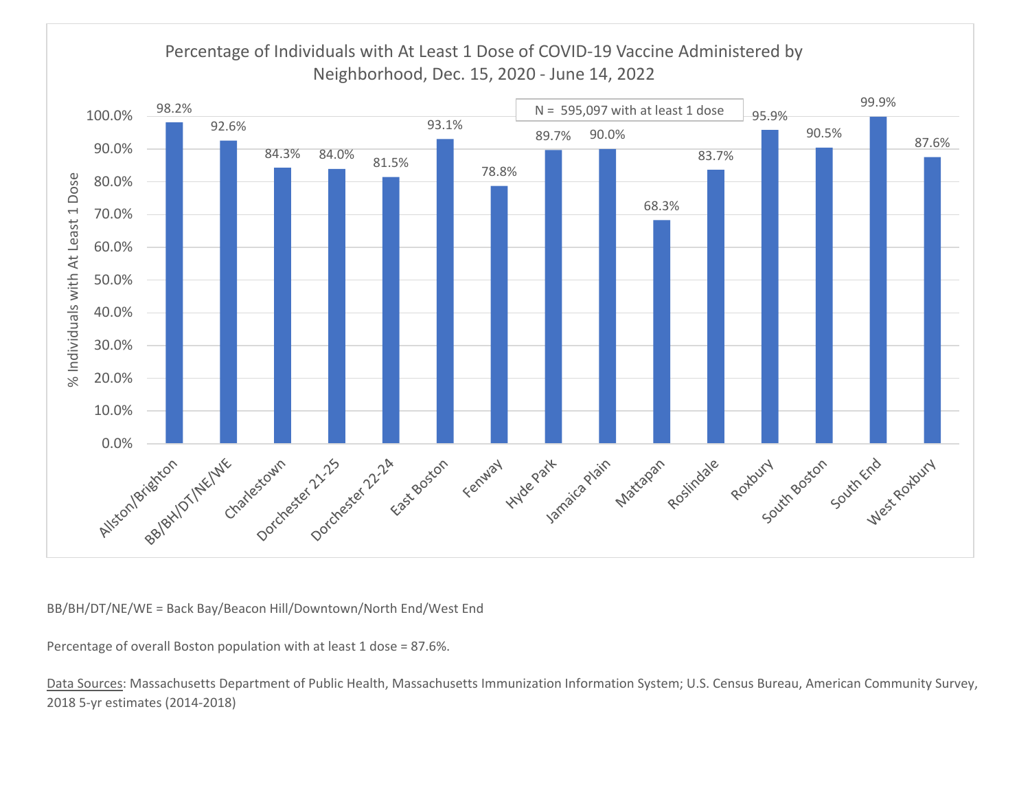Percentage of Individuals with At Least 1 Dose of COVID-19 Vaccine Administered by Neighborhood, Dec. 15, 2020 - June 14, 2022

N = 595,097 with at least 1 dose

| Neighborhood | % Individuals with At Least 1 Dose |
| --- | --- |
| Allston/Brighton | 98.2% |
| BB/BH/DT/NE/WE | 92.6% |
| Charlestown | 84.3% |
| Dorchester 21-25 | 84.0% |
| Dorchester 22-24 | 81.5% |
| East Boston | 93.1% |
| Fenway | 78.8% |
| Hyde Park | 89.7% |
| Jamaica Plain | 90.0% |
| Mattapan | 68.3% |
| Roslindale | 83.7% |
| Roxbury | 95.9% |
| South Boston | 90.5% |
| South End | 99.9% |
| West Roxbury | 87.6% |

BB/BH/DT/NE/WE = Back Bay/Beacon Hill/Downtown/North End/West End

Percentage of overall Boston population with at least 1 dose = 87.6%.

Data Sources: Massachusetts Department of Public Health, Massachusetts Immunization Information System; U.S. Census Bureau, American Community Survey, 2018 5-yr estimates (2014-2018)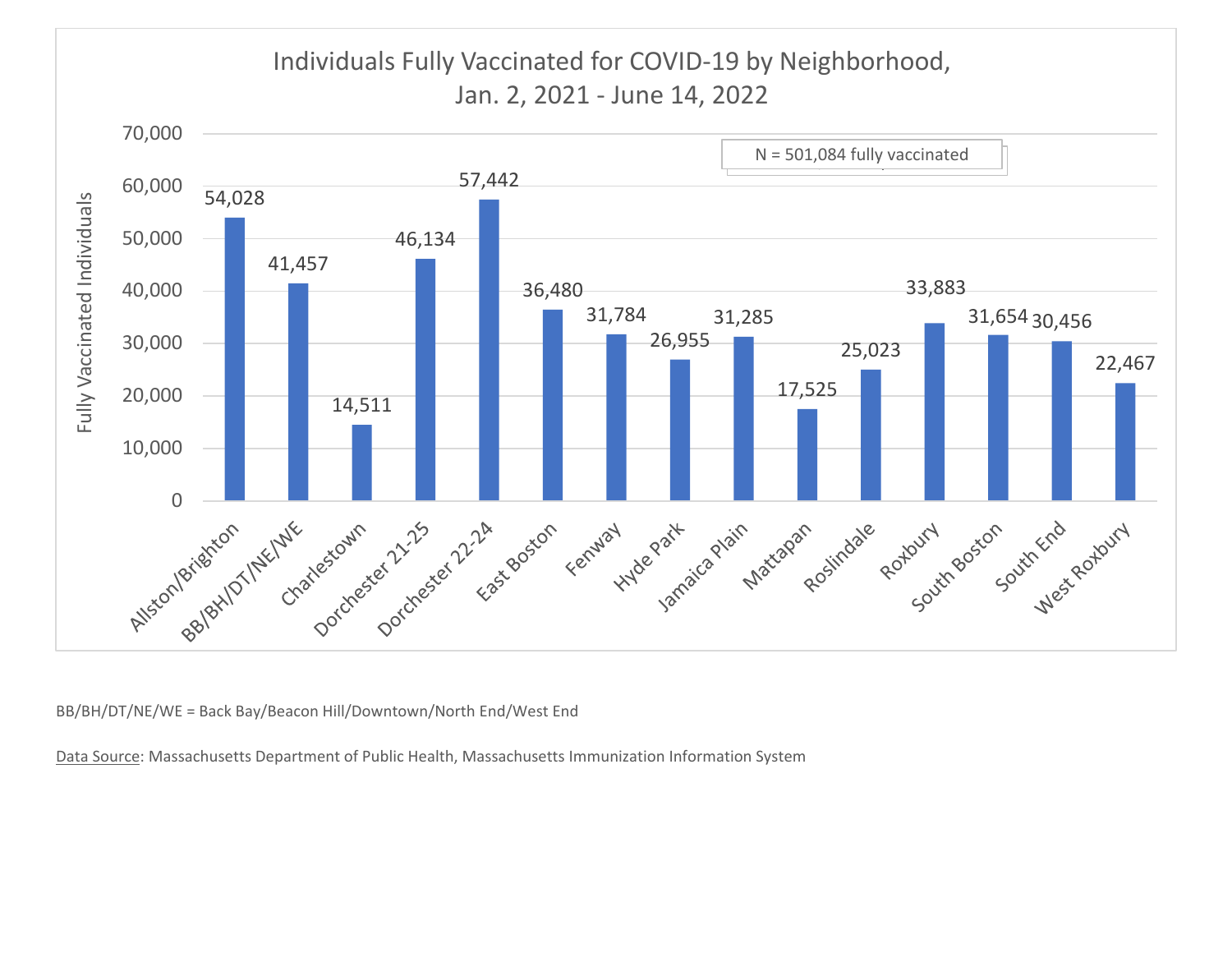## Individuals Fully Vaccinated for COVID-19 by Neighborhood, Jan. 2, 2021 - June 14, 2022

N = 501,084 fully vaccinated

| Neighborhood | Fully Vaccinated Individuals |
| --- | --- |
| Allston/Brighton | 54,028 |
| BB/BH/DT/NE/WE | 41,457 |
| Charlestown | 14,511 |
| Dorchester 21-25 | 46,134 |
| Dorchester 22-24 | 57,442 |
| East Boston | 36,480 |
| Fenway | 31,784 |
| Hyde Park | 26,955 |
| Jamaica Plain | 31,285 |
| Mattapan | 17,525 |
| Roslindale | 25,023 |
| Roxbury | 33,883 |
| South Boston | 31,654 |
| South End | 30,456 |
| West Roxbury | 22,467 |

BB/BH/DT/NE/WE = Back Bay/Beacon Hill/Downtown/North End/West End

Data Source: Massachusetts Department of Public Health, Massachusetts Immunization Information System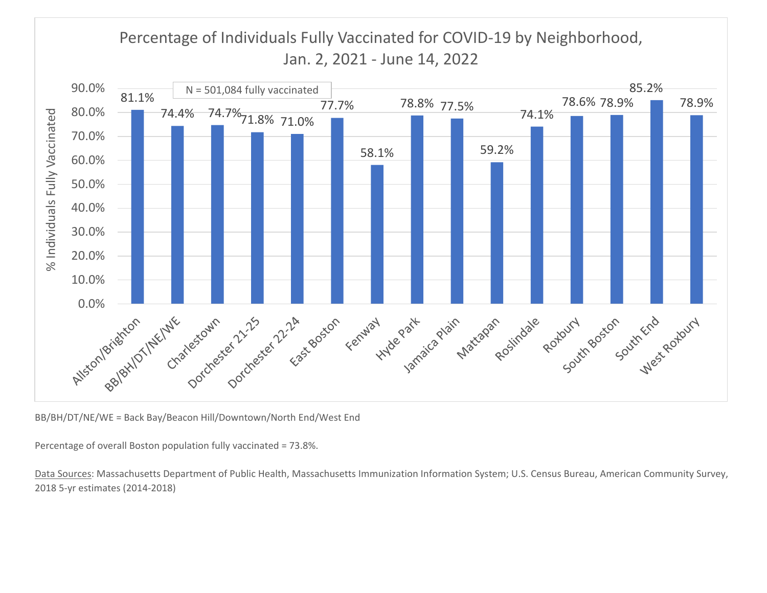Percentage of Individuals Fully Vaccinated for COVID-19 by Neighborhood, Jan. 2, 2021 - June 14, 2022

N = 501,084 fully vaccinated

| Neighborhood | % Individuals Fully Vaccinated |
|---|---|
| Allston/Brighton | 81.1% |
| BB/BH/DT/NE/WE | 74.4% |
| Charlestown | 74.7% |
| Dorchester 21-25 | 71.8% |
| Dorchester 22-24 | 71.0% |
| East Boston | 77.7% |
| Fenway | 58.1% |
| Hyde Park | 78.8% |
| Jamaica Plain | 77.5% |
| Mattapan | 59.2% |
| Roslindale | 74.1% |
| Roxbury | 78.6% |
| South Boston | 78.9% |
| South End | 85.2% |
| West Roxbury | 78.9% |

BB/BH/DT/NE/WE = Back Bay/Beacon Hill/Downtown/North End/West End

Percentage of overall Boston population fully vaccinated = 73.8%.

Data Sources: Massachusetts Department of Public Health, Massachusetts Immunization Information System; U.S. Census Bureau, American Community Survey, 2018 5-yr estimates (2014-2018)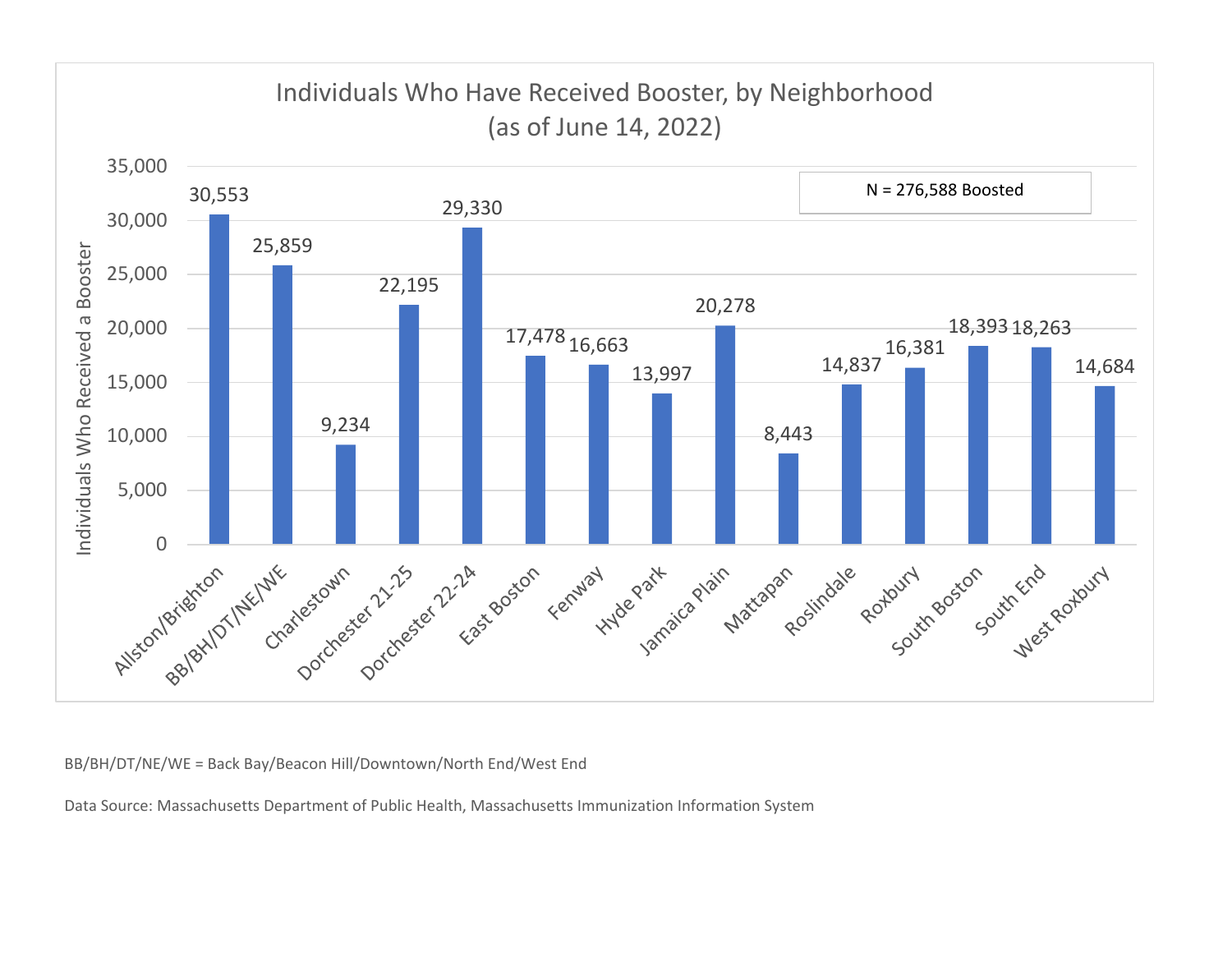## Individuals Who Have Received Booster, by Neighborhood (as of June 14, 2022)

N = 276,588 Boosted

| Neighborhood | Individuals Who Received a Booster |
|---|---|
| Allston/Brighton | 30,553 |
| BB/BH/DT/NE/WE | 25,859 |
| Charlestown | 9,234 |
| Dorchester 21-25 | 22,195 |
| Dorchester 22-24 | 29,330 |
| East Boston | 17,478 |
| Fenway | 16,663 |
| Hyde Park | 13,997 |
| Jamaica Plain | 20,278 |
| Mattapan | 8,443 |
| Roslindale | 14,837 |
| Roxbury | 16,381 |
| South Boston | 18,393 |
| South End | 18,263 |
| West Roxbury | 14,684 |

BB/BH/DT/NE/WE = Back Bay/Beacon Hill/Downtown/North End/West End

Data Source: Massachusetts Department of Public Health, Massachusetts Immunization Information System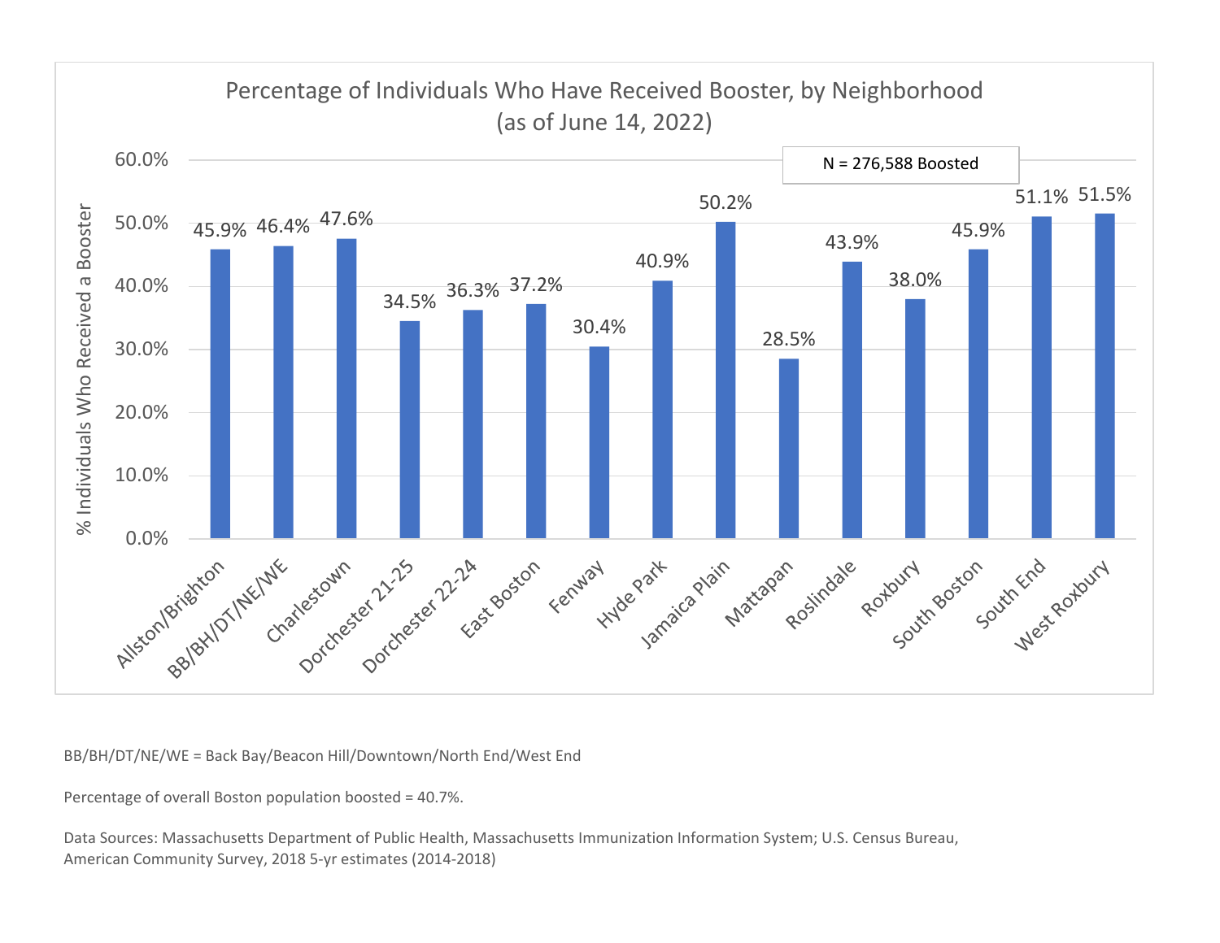## Percentage of Individuals Who Have Received Booster, by Neighborhood (as of June 14, 2022)

N = 276,588 Boosted

| Neighborhood | % Individuals Who Received a Booster |
| --- | --- |
| Allston/Brighton | 45.9% |
| BB/BH/DT/NE/WE | 46.4% |
| Charlestown | 47.6% |
| Dorchester 21-25 | 34.5% |
| Dorchester 22-24 | 36.3% |
| East Boston | 37.2% |
| Fenway | 30.4% |
| Hyde Park | 40.9% |
| Jamaica Plain | 50.2% |
| Mattapan | 28.5% |
| Roslindale | 43.9% |
| Roxbury | 38.0% |
| South Boston | 45.9% |
| South End | 51.1% |
| West Roxbury | 51.5% |

BB/BH/DT/NE/WE = Back Bay/Beacon Hill/Downtown/North End/West End

Percentage of overall Boston population boosted = 40.7%.

Data Sources: Massachusetts Department of Public Health, Massachusetts Immunization Information System; U.S. Census Bureau, American Community Survey, 2018 5-yr estimates (2014-2018)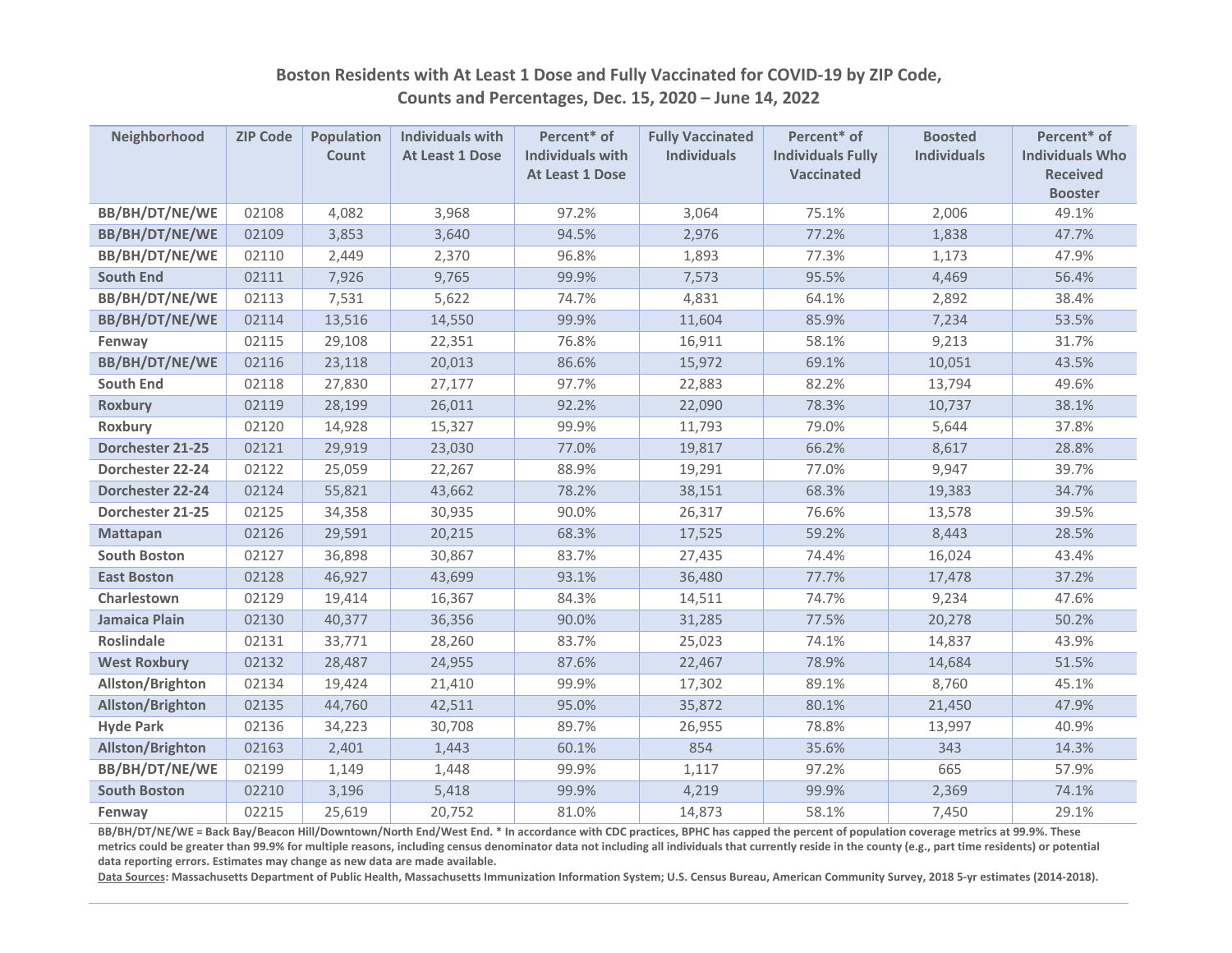# Boston Residents with At Least 1 Dose and Fully Vaccinated for COVID-19 by ZIP Code, Counts and Percentages, Dec. 15, 2020 – June 14, 2022

| Neighborhood | ZIP Code | Population Count | Individuals with At Least 1 Dose | Percent* of Individuals with At Least 1 Dose | Fully Vaccinated Individuals | Percent* of Individuals Fully Vaccinated | Boosted Individuals | Percent* of Individuals Who Received Booster |
|---|---|---|---|---|---|---|---|---|
| BB/BH/DT/NE/WE | 02108 | 4,082 | 3,968 | 97.2% | 3,064 | 75.1% | 2,006 | 49.1% |
| BB/BH/DT/NE/WE | 02109 | 3,853 | 3,640 | 94.5% | 2,976 | 77.2% | 1,838 | 47.7% |
| BB/BH/DT/NE/WE | 02110 | 2,449 | 2,370 | 96.8% | 1,893 | 77.3% | 1,173 | 47.9% |
| South End | 02111 | 7,926 | 9,765 | 99.9% | 7,573 | 95.5% | 4,469 | 56.4% |
| BB/BH/DT/NE/WE | 02113 | 7,531 | 5,622 | 74.7% | 4,831 | 64.1% | 2,892 | 38.4% |
| BB/BH/DT/NE/WE | 02114 | 13,516 | 14,550 | 99.9% | 11,604 | 85.9% | 7,234 | 53.5% |
| Fenway | 02115 | 29,108 | 22,351 | 76.8% | 16,911 | 58.1% | 9,213 | 31.7% |
| BB/BH/DT/NE/WE | 02116 | 23,118 | 20,013 | 86.6% | 15,972 | 69.1% | 10,051 | 43.5% |
| South End | 02118 | 27,830 | 27,177 | 97.7% | 22,883 | 82.2% | 13,794 | 49.6% |
| Roxbury | 02119 | 28,199 | 26,011 | 92.2% | 22,090 | 78.3% | 10,737 | 38.1% |
| Roxbury | 02120 | 14,928 | 15,327 | 99.9% | 11,793 | 79.0% | 5,644 | 37.8% |
| Dorchester 21-25 | 02121 | 29,919 | 23,030 | 77.0% | 19,817 | 66.2% | 8,617 | 28.8% |
| Dorchester 22-24 | 02122 | 25,059 | 22,267 | 88.9% | 19,291 | 77.0% | 9,947 | 39.7% |
| Dorchester 22-24 | 02124 | 55,821 | 43,662 | 78.2% | 38,151 | 68.3% | 19,383 | 34.7% |
| Dorchester 21-25 | 02125 | 34,358 | 30,935 | 90.0% | 26,317 | 76.6% | 13,578 | 39.5% |
| Mattapan | 02126 | 29,591 | 20,215 | 68.3% | 17,525 | 59.2% | 8,443 | 28.5% |
| South Boston | 02127 | 36,898 | 30,867 | 83.7% | 27,435 | 74.4% | 16,024 | 43.4% |
| East Boston | 02128 | 46,927 | 43,699 | 93.1% | 36,480 | 77.7% | 17,478 | 37.2% |
| Charlestown | 02129 | 19,414 | 16,367 | 84.3% | 14,511 | 74.7% | 9,234 | 47.6% |
| Jamaica Plain | 02130 | 40,377 | 36,356 | 90.0% | 31,285 | 77.5% | 20,278 | 50.2% |
| Roslindale | 02131 | 33,771 | 28,260 | 83.7% | 25,023 | 74.1% | 14,837 | 43.9% |
| West Roxbury | 02132 | 28,487 | 24,955 | 87.6% | 22,467 | 78.9% | 14,684 | 51.5% |
| Allston/Brighton | 02134 | 19,424 | 21,410 | 99.9% | 17,302 | 89.1% | 8,760 | 45.1% |
| Allston/Brighton | 02135 | 44,760 | 42,511 | 95.0% | 35,872 | 80.1% | 21,450 | 47.9% |
| Hyde Park | 02136 | 34,223 | 30,708 | 89.7% | 26,955 | 78.8% | 13,997 | 40.9% |
| Allston/Brighton | 02163 | 2,401 | 1,443 | 60.1% | 854 | 35.6% | 343 | 14.3% |
| BB/BH/DT/NE/WE | 02199 | 1,149 | 1,448 | 99.9% | 1,117 | 97.2% | 665 | 57.9% |
| South Boston | 02210 | 3,196 | 5,418 | 99.9% | 4,219 | 99.9% | 2,369 | 74.1% |
| Fenway | 02215 | 25,619 | 20,752 | 81.0% | 14,873 | 58.1% | 7,450 | 29.1% |

**BB/BH/DT/NE/WE = Back Bay/Beacon Hill/Downtown/North End/West End. * In accordance with CDC practices, BPHC has capped the percent of population coverage metrics at 99.9%. These metrics could be greater than 99.9% for multiple reasons, including census denominator data not including all individuals that currently reside in the county (e.g., part time residents) or potential data reporting errors. Estimates may change as new data are made available.**

**Data Sources: Massachusetts Department of Public Health, Massachusetts Immunization Information System; U.S. Census Bureau, American Community Survey, 2018 5-yr estimates (2014-2018).**